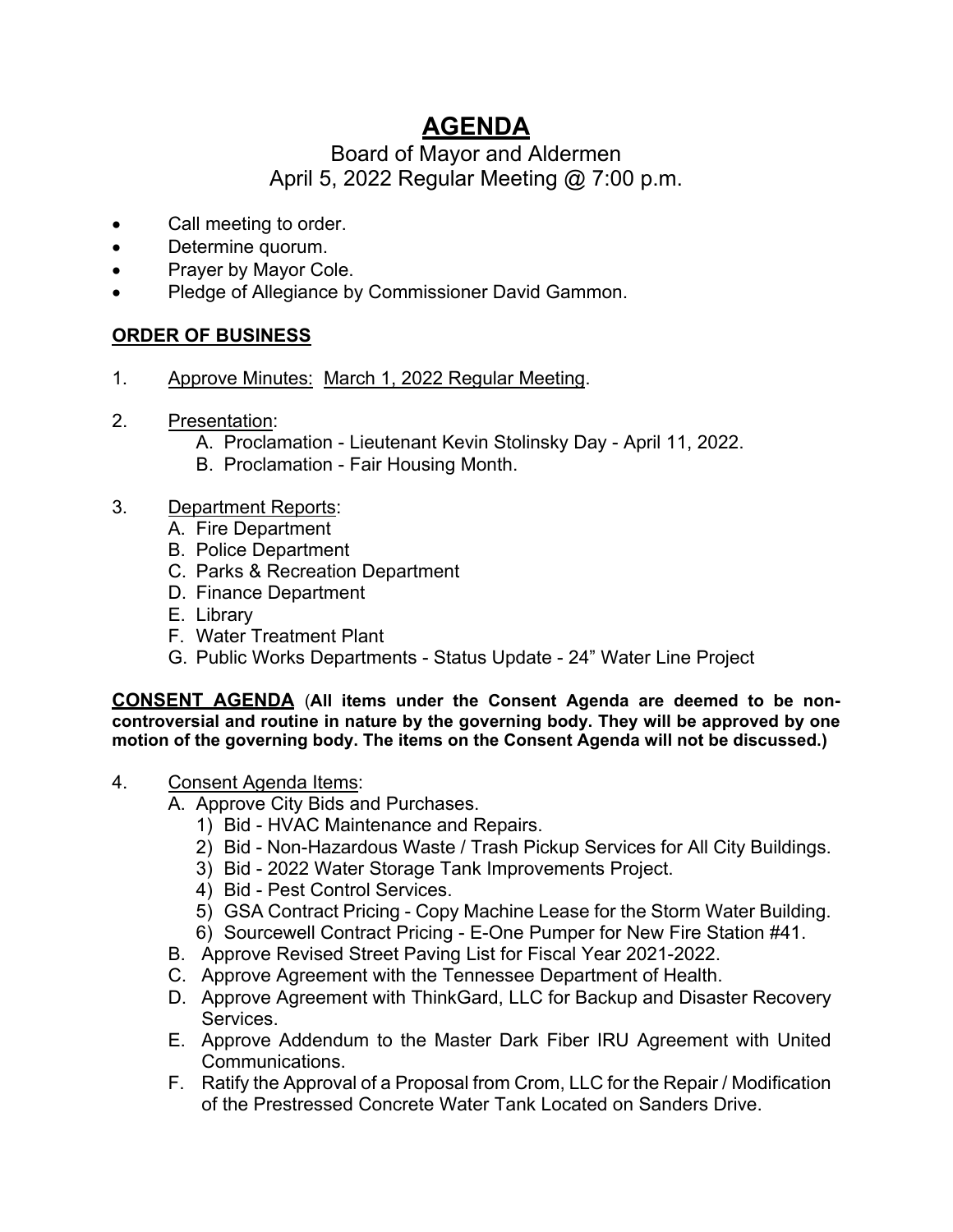# AGENDA

Board of Mayor and Aldermen
April 5, 2022 Regular Meeting @ 7:00 p.m.

- Call meeting to order.
- Determine quorum.
- Prayer by Mayor Cole.
- Pledge of Allegiance by Commissioner David Gammon.

## ORDER OF BUSINESS

1. Approve Minutes: March 1, 2022 Regular Meeting.

2. Presentation:
   - A. Proclamation - Lieutenant Kevin Stolinsky Day - April 11, 2022.
   - B. Proclamation - Fair Housing Month.

3. Department Reports:
   - A. Fire Department
   - B. Police Department
   - C. Parks & Recreation Department
   - D. Finance Department
   - E. Library
   - F. Water Treatment Plant
   - G. Public Works Departments - Status Update - 24" Water Line Project

**CONSENT AGENDA** (**All items under the Consent Agenda are deemed to be non-controversial and routine in nature by the governing body. They will be approved by one motion of the governing body. The items on the Consent Agenda will not be discussed.)**

4. Consent Agenda Items:
   - A. Approve City Bids and Purchases.
     1) Bid - HVAC Maintenance and Repairs.
     2) Bid - Non-Hazardous Waste / Trash Pickup Services for All City Buildings.
     3) Bid - 2022 Water Storage Tank Improvements Project.
     4) Bid - Pest Control Services.
     5) GSA Contract Pricing - Copy Machine Lease for the Storm Water Building.
     6) Sourcewell Contract Pricing - E-One Pumper for New Fire Station #41.
   - B. Approve Revised Street Paving List for Fiscal Year 2021-2022.
   - C. Approve Agreement with the Tennessee Department of Health.
   - D. Approve Agreement with ThinkGard, LLC for Backup and Disaster Recovery Services.
   - E. Approve Addendum to the Master Dark Fiber IRU Agreement with United Communications.
   - F. Ratify the Approval of a Proposal from Crom, LLC for the Repair / Modification of the Prestressed Concrete Water Tank Located on Sanders Drive.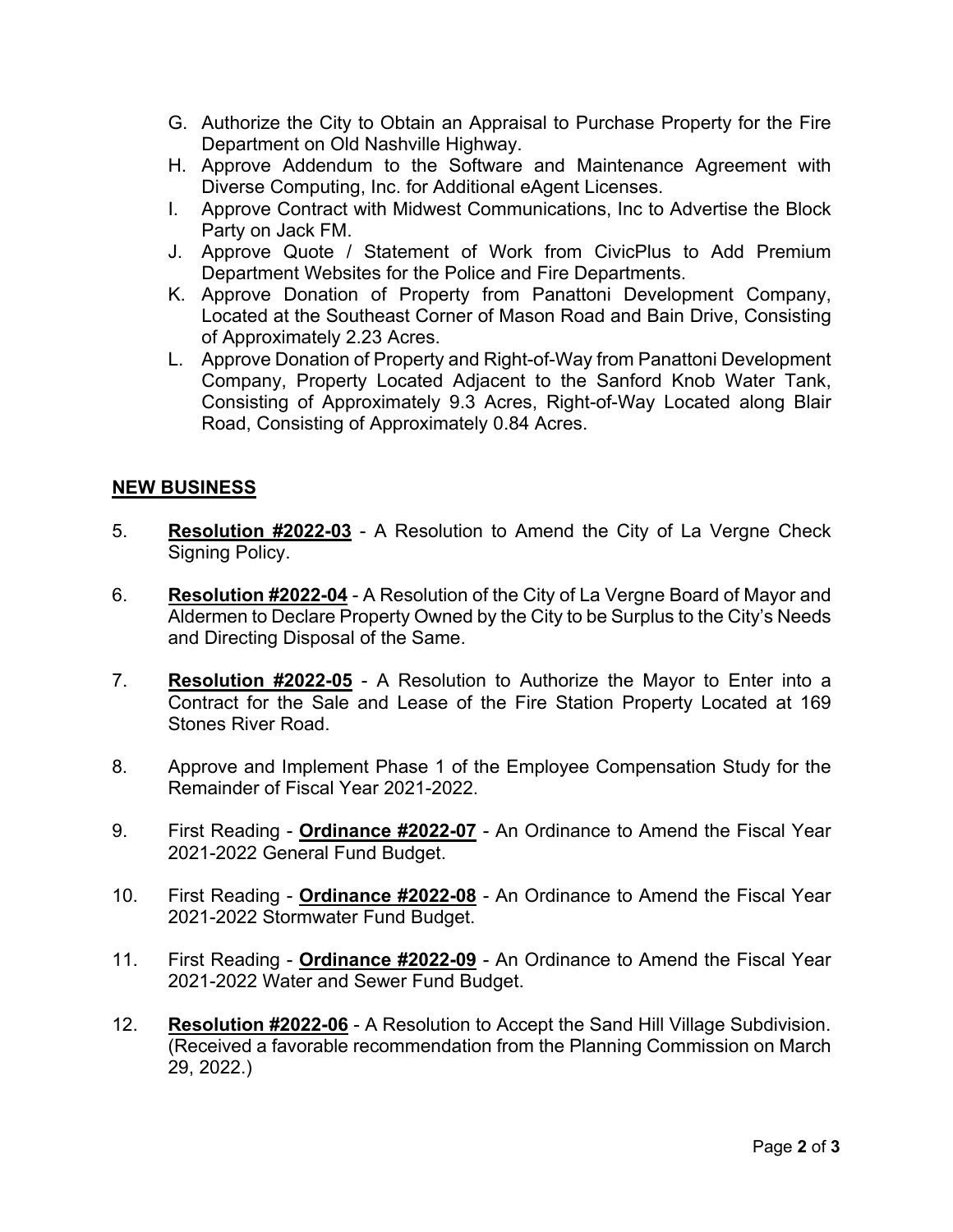G. Approve Purchase of Property for the Fire Department on Old Nashville Highway.

H. Approve Addendum to the Software and Maintenance Agreement with Diverse Computing, Inc. for Additional eAgent Licenses.

I. Approve Contract with Midwest Communications, Inc to Advertise the Block Party on Jack FM.

J. Approve Quote / Statement of Work from CivicPlus to Add Premium Department Websites for the Police and Fire Departments.

K. Approve Donation of Property from Panattoni Development Company, Located at the Southeast Corner of Mason Road and Bain Drive, Consisting of Approximately 2.23 Acres.

L. Approve Donation of Property and Right-of-Way from Panattoni Development Company, Property Located Adjacent to the Sanford Knob Water Tank, Consisting of Approximately 9.3 Acres, Right-of-Way Located along Blair Road, Consisting of Approximately 0.84 Acres.

## NEW BUSINESS

5. **Resolution #2022-03** - A Resolution to Amend the City of La Vergne Check Signing Policy.

6. **Resolution #2022-04** - A Resolution of the City of La Vergne Board of Mayor and Aldermen to Declare Property Owned by the City to be Surplus to the City's Needs and Directing Disposal of the Same.

7. **Resolution #2022-05** - A Resolution to Authorize the Mayor to Enter into a Contract for the Sale and Lease of the Fire Station Property Located at 169 Stones River Road.

8. Approve and Implement Phase 1 of the Employee Compensation Study for the Remainder of Fiscal Year 2021-2022.

9. First Reading - **Ordinance #2022-07** - An Ordinance to Amend the Fiscal Year 2021-2022 General Fund Budget.

10. First Reading - **Ordinance #2022-08** - An Ordinance to Amend the Fiscal Year 2021-2022 Stormwater Fund Budget.

11. First Reading - **Ordinance #2022-09** - An Ordinance to Amend the Fiscal Year 2021-2022 Water and Sewer Fund Budget.

12. **Resolution #2022-06** - A Resolution to Accept the Sand Hill Village Subdivision. (Received a favorable recommendation from the Planning Commission on March 29, 2022.)

G. Authorize the City to Obtain an Appraisal to Purchase Property for the Fire Department on Old Nashville Highway.

H. Approve Addendum to the Software and Maintenance Agreement with Diverse Computing, Inc. for Additional eAgent Licenses.

I. Approve Contract with Midwest Communications, Inc to Advertise the Block Party on Jack FM.

J. Approve Quote / Statement of Work from CivicPlus to Add Premium Department Websites for the Police and Fire Departments.

K. Approve Donation of Property from Panattoni Development Company, Located at the Southeast Corner of Mason Road and Bain Drive, Consisting of Approximately 2.23 Acres.

L. Approve Donation of Property and Right-of-Way from Panattoni Development Company, Property Located Adjacent to the Sanford Knob Water Tank, Consisting of Approximately 9.3 Acres, Right-of-Way Located along Blair Road, Consisting of Approximately 0.84 Acres.

## NEW BUSINESS

5. **Resolution #2022-03** - A Resolution to Amend the City of La Vergne Check Signing Policy.

6. **Resolution #2022-04** - A Resolution of the City of La Vergne Board of Mayor and Aldermen to Declare Property Owned by the City to be Surplus to the City's Needs and Directing Disposal of the Same.

7. **Resolution #2022-05** - A Resolution to Authorize the Mayor to Enter into a Contract for the Sale and Lease of the Fire Station Property Located at 169 Stones River Road.

8. Approve and Implement Phase 1 of the Employee Compensation Study for the Remainder of Fiscal Year 2021-2022.

9. First Reading - **Ordinance #2022-07** - An Ordinance to Amend the Fiscal Year 2021-2022 General Fund Budget.

10. First Reading - **Ordinance #2022-08** - An Ordinance to Amend the Fiscal Year 2021-2022 Stormwater Fund Budget.

11. First Reading - **Ordinance #2022-09** - An Ordinance to Amend the Fiscal Year 2021-2022 Water and Sewer Fund Budget.

12. **Resolution #2022-06** - A Resolution to Accept the Sand Hill Village Subdivision. (Received a favorable recommendation from the Planning Commission on March 29, 2022.)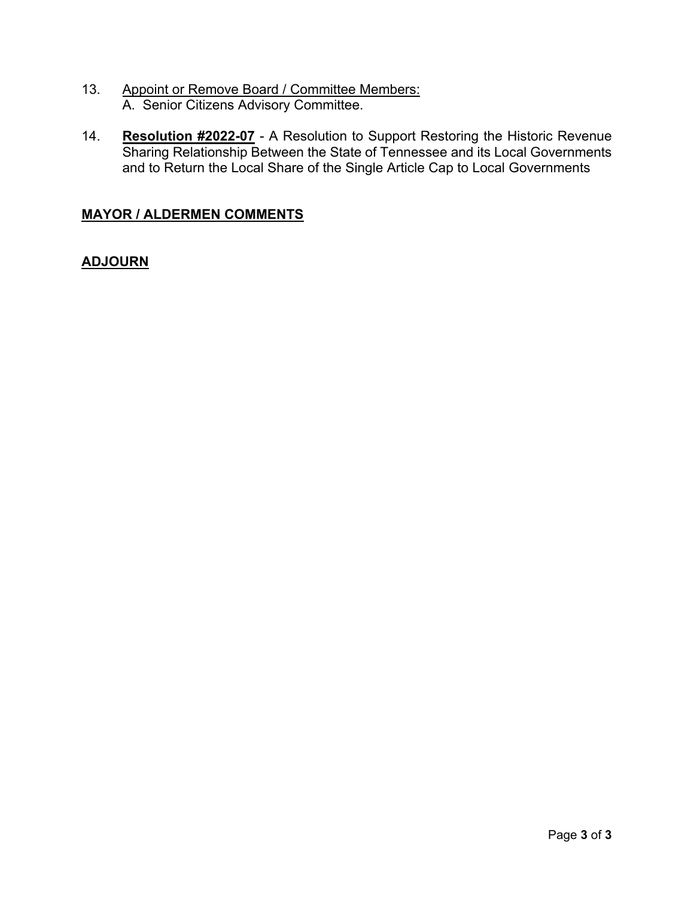13. Appoint or Remove Board / Committee Members:
    A. Senior Citizens Advisory Committee.

14. **Resolution #2022-07** - A Resolution to Support Restoring the Historic Revenue Sharing Relationship Between the State of Tennessee and its Local Governments and to Return the Local Share of the Single Article Cap to Local Governments

## MAYOR / ALDERMEN COMMENTS

## ADJOURN